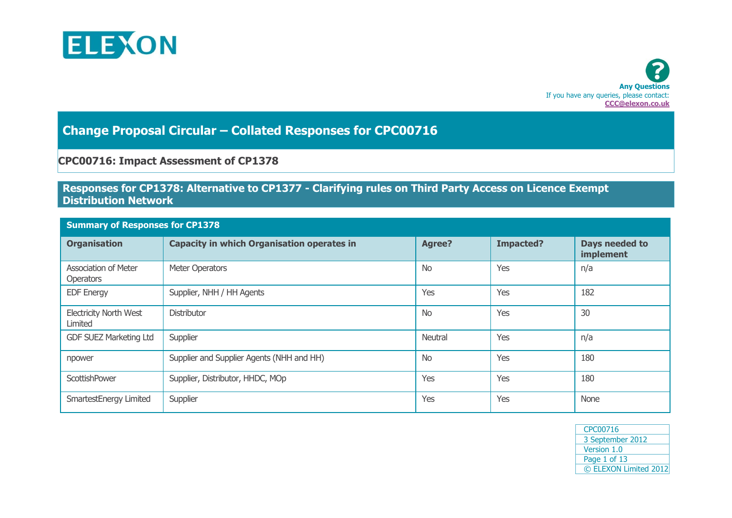ELEXON

**Any Questions**
If you have any queries, please contact:
**CCC@elexon.co.uk**

# Change Proposal Circular – Collated Responses for CPC00716

## CPC00716: Impact Assessment of CP1378

## Responses for CP1378: Alternative to CP1377 - Clarifying rules on Third Party Access on Licence Exempt Distribution Network

| Summary of Responses for CP1378 | | | | |
|---|---|---|---|---|
| **Organisation** | **Capacity in which Organisation operates in** | **Agree?** | **Impacted?** | **Days needed to implement** |
| Association of Meter Operators | Meter Operators | No | Yes | n/a |
| EDF Energy | Supplier, NHH / HH Agents | Yes | Yes | 182 |
| Electricity North West Limited | Distributor | No | Yes | 30 |
| GDF SUEZ Marketing Ltd | Supplier | Neutral | Yes | n/a |
| npower | Supplier and Supplier Agents (NHH and HH) | No | Yes | 180 |
| ScottishPower | Supplier, Distributor, HHDC, MOp | Yes | Yes | 180 |
| SmartestEnergy Limited | Supplier | Yes | Yes | None |

CPC00716
3 September 2012
Version 1.0
© ELEXON Limited 2012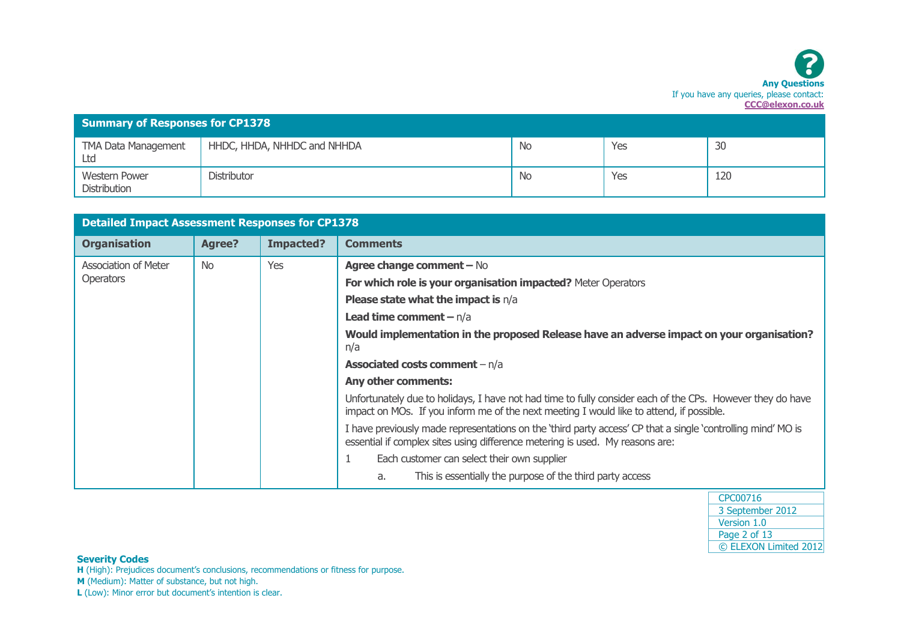**Any Questions**
If you have any queries, please contact:
**CCC@elexon.co.uk**

| Summary of Responses for CP1378 | | | | |
|---|---|---|---|---|
| TMA Data Management Ltd | HHDC, HHDA, NHHDC and NHHDA | No | Yes | 30 |
| Western Power Distribution | Distributor | No | Yes | 120 |

**Detailed Impact Assessment Responses for CP1378**

| Organisation | Agree? | Impacted? | Comments |
|---|---|---|---|
| Association of Meter Operators | No | Yes | **Agree change comment –** No<br>**For which role is your organisation impacted?** Meter Operators<br>**Please state what the impact is** n/a<br>**Lead time comment –** n/a<br>**Would implementation in the proposed Release have an adverse impact on your organisation?** n/a<br>**Associated costs comment** – n/a<br>**Any other comments:**<br>Unfortunately due to holidays, I have not had time to fully consider each of the CPs. However they do have impact on MOs. If you inform me of the next meeting I would like to attend, if possible.<br>I have previously made representations on the 'third party access' CP that a single 'controlling mind' MO is essential if complex sites using difference metering is used. My reasons are:<br>1 Each customer can select their own supplier<br>a. This is essentially the purpose of the third party access |

**Severity Codes**
**H** (High): Prejudices document's conclusions, recommendations or fitness for purpose.
**M** (Medium): Matter of substance, but not high.
**L** (Low): Minor error but document's intention is clear.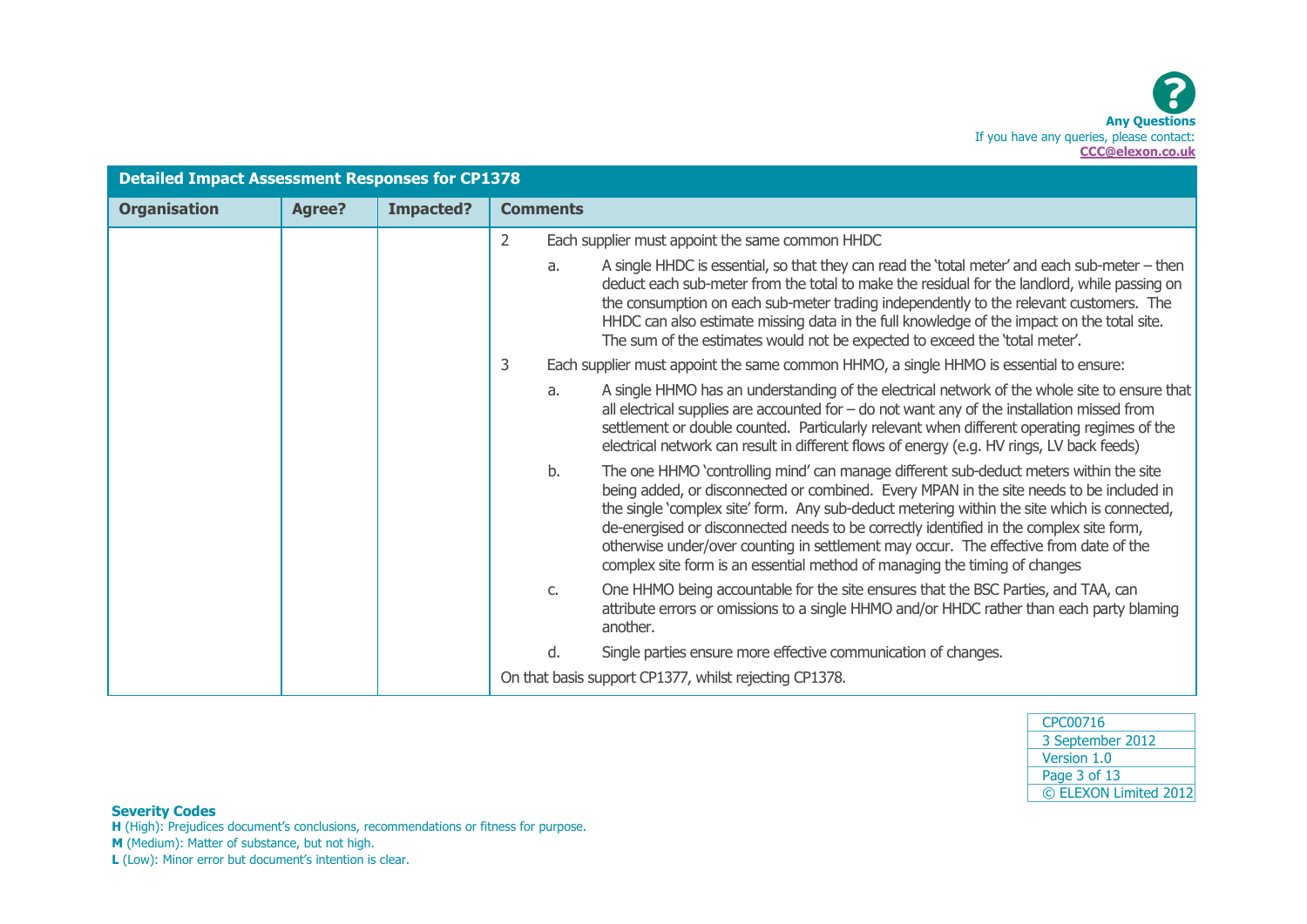Any Questions
If you have any queries, please contact:
CCC@elexon.co.uk

| Detailed Impact Assessment Responses for CP1378 | | | |
|---|---|---|---|
| **Organisation** | **Agree?** | **Impacted?** | **Comments** |
| | | | 2 Each supplier must appoint the same common HHDC<br><br>a. A single HHDC is essential, so that they can read the 'total meter' and each sub-meter – then deduct each sub-meter from the total to make the residual for the landlord, while passing on the consumption on each sub-meter trading independently to the relevant customers. The HHDC can also estimate missing data in the full knowledge of the impact on the total site. The sum of the estimates would not be expected to exceed the 'total meter'.<br><br>3 Each supplier must appoint the same common HHMO, a single HHMO is essential to ensure:<br><br>a. A single HHMO has an understanding of the electrical network of the whole site to ensure that all electrical supplies are accounted for – do not want any of the installation missed from settlement or double counted. Particularly relevant when different operating regimes of the electrical network can result in different flows of energy (e.g. HV rings, LV back feeds)<br><br>b. The one HHMO 'controlling mind' can manage different sub-deduct meters within the site being added, or disconnected or combined. Every MPAN in the site needs to be included in the single 'complex site' form. Any sub-deduct metering within the site which is connected, de-energised or disconnected needs to be correctly identified in the complex site form, otherwise under/over counting in settlement may occur. The effective from date of the complex site form is an essential method of managing the timing of changes<br><br>c. One HHMO being accountable for the site ensures that the BSC Parties, and TAA, can attribute errors or omissions to a single HHMO and/or HHDC rather than each party blaming another.<br><br>d. Single parties ensure more effective communication of changes.<br><br>On that basis support CP1377, whilst rejecting CP1378. |

| CPC00716 |
|---|
| 3 September 2012 |
| Version 1.0 |
| © ELEXON Limited 2012 |

**Severity Codes**
**H** (High): Prejudices document's conclusions, recommendations or fitness for purpose.
**M** (Medium): Matter of substance, but not high.
**L** (Low): Minor error but document's intention is clear.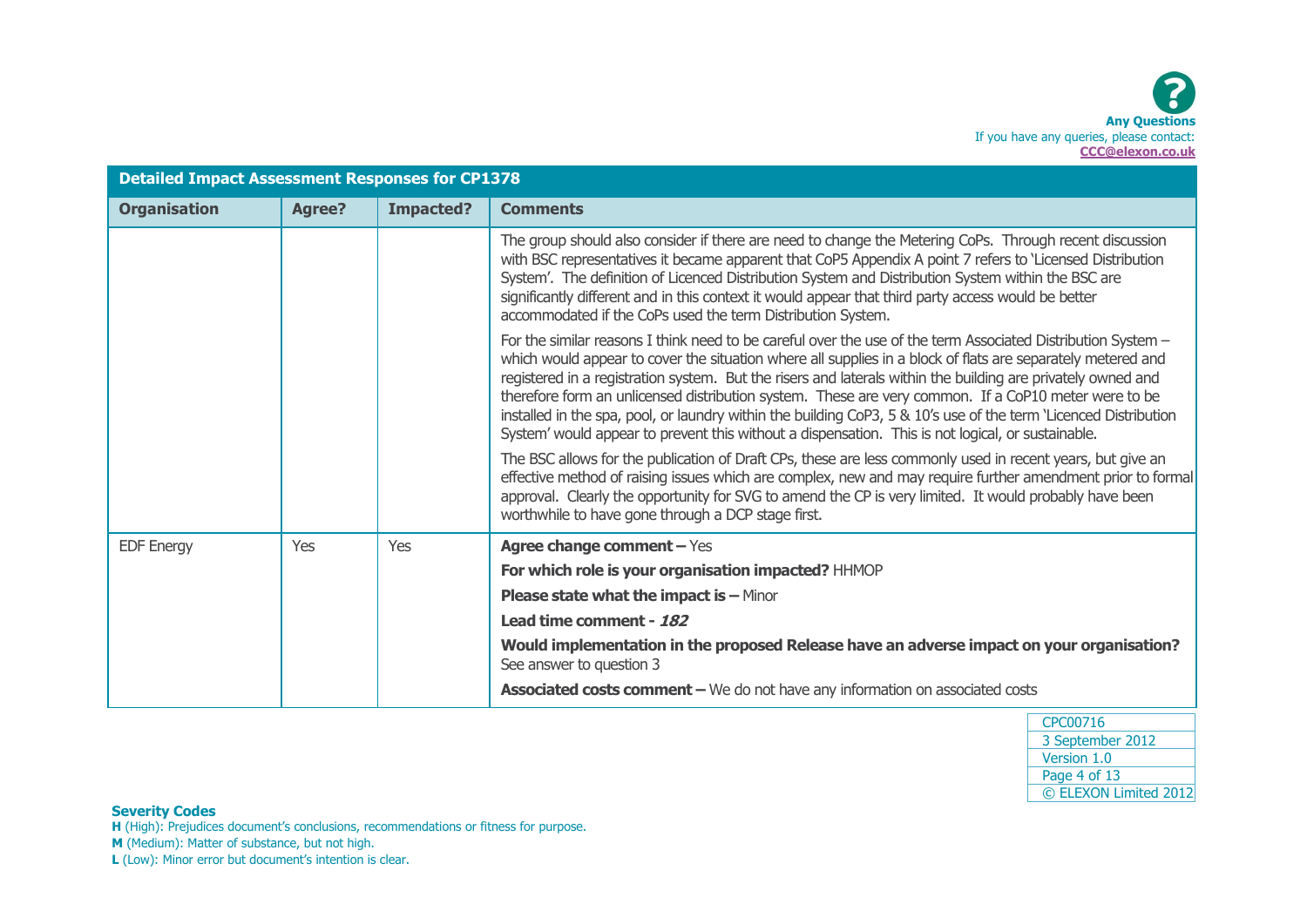**Any Questions**
If you have any queries, please contact:
**CCC@elexon.co.uk**

| Detailed Impact Assessment Responses for CP1378 | | | |
|---|---|---|---|
| **Organisation** | **Agree?** | **Impacted?** | **Comments** |
| | | | The group should also consider if there are need to change the Metering CoPs. Through recent discussion with BSC representatives it became apparent that CoP5 Appendix A point 7 refers to 'Licensed Distribution System'. The definition of Licenced Distribution System and Distribution System within the BSC are significantly different and in this context it would appear that third party access would be better accommodated if the CoPs used the term Distribution System.<br><br>For the similar reasons I think need to be careful over the use of the term Associated Distribution System – which would appear to cover the situation where all supplies in a block of flats are separately metered and registered in a registration system. But the risers and laterals within the building are privately owned and therefore form an unlicensed distribution system. These are very common. If a CoP10 meter were to be installed in the spa, pool, or laundry within the building CoP3, 5 & 10's use of the term 'Licenced Distribution System' would appear to prevent this without a dispensation. This is not logical, or sustainable.<br><br>The BSC allows for the publication of Draft CPs, these are less commonly used in recent years, but give an effective method of raising issues which are complex, new and may require further amendment prior to formal approval. Clearly the opportunity for SVG to amend the CP is very limited. It would probably have been worthwhile to have gone through a DCP stage first. |
| EDF Energy | Yes | Yes | **Agree change comment –** Yes<br><br>**For which role is your organisation impacted?** HHMOP<br><br>**Please state what the impact is –** Minor<br><br>**Lead time comment -** ***182***<br><br>**Would implementation in the proposed Release have an adverse impact on your organisation?** See answer to question 3<br><br>**Associated costs comment –** We do not have any information on associated costs |

CPC00716
3 September 2012
Version 1.0
© ELEXON Limited 2012

**Severity Codes**
**H** (High): Prejudices document's conclusions, recommendations or fitness for purpose.
**M** (Medium): Matter of substance, but not high.
**L** (Low): Minor error but document's intention is clear.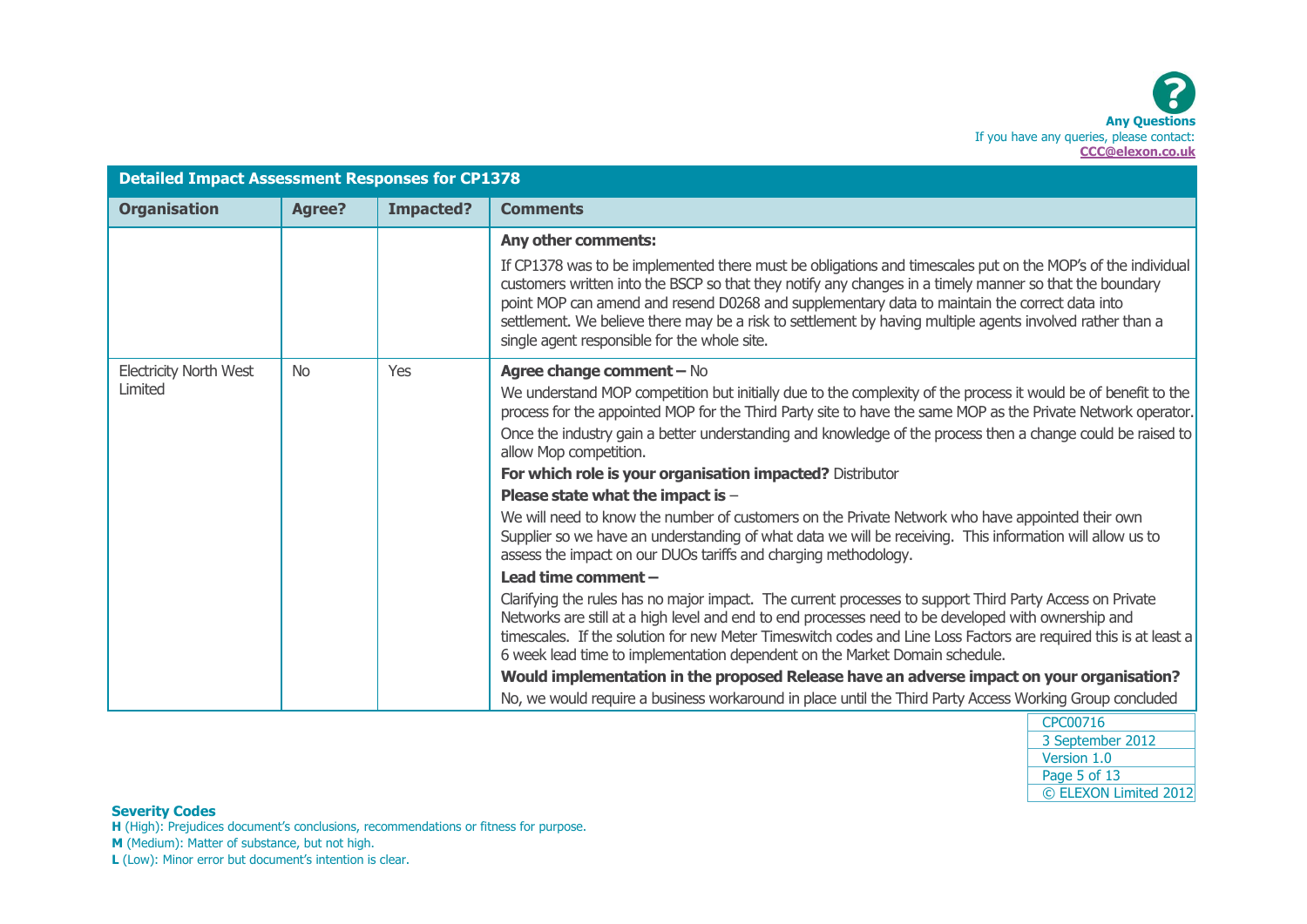**Any Questions**
If you have any queries, please contact:
**CCC@elexon.co.uk**

| Detailed Impact Assessment Responses for CP1378 | | | |
|---|---|---|---|
| **Organisation** | **Agree?** | **Impacted?** | **Comments** |
| | | | **Any other comments:**<br>If CP1378 was to be implemented there must be obligations and timescales put on the MOP's of the individual customers written into the BSCP so that they notify any changes in a timely manner so that the boundary point MOP can amend and resend D0268 and supplementary data to maintain the correct data into settlement. We believe there may be a risk to settlement by having multiple agents involved rather than a single agent responsible for the whole site. |
| Electricity North West Limited | No | Yes | **Agree change comment –** No<br>We understand MOP competition but initially due to the complexity of the process it would be of benefit to the process for the appointed MOP for the Third Party site to have the same MOP as the Private Network operator.<br>Once the industry gain a better understanding and knowledge of the process then a change could be raised to allow Mop competition.<br>**For which role is your organisation impacted?** Distributor<br>**Please state what the impact is** –<br>We will need to know the number of customers on the Private Network who have appointed their own Supplier so we have an understanding of what data we will be receiving. This information will allow us to assess the impact on our DUOs tariffs and charging methodology.<br>**Lead time comment –**<br>Clarifying the rules has no major impact. The current processes to support Third Party Access on Private Networks are still at a high level and end to end processes need to be developed with ownership and timescales. If the solution for new Meter Timeswitch codes and Line Loss Factors are required this is at least a 6 week lead time to implementation dependent on the Market Domain schedule.<br>**Would implementation in the proposed Release have an adverse impact on your organisation?**<br>No, we would require a business workaround in place until the Third Party Access Working Group concluded |

**Severity Codes**
**H** (High): Prejudices document's conclusions, recommendations or fitness for purpose.
**M** (Medium): Matter of substance, but not high.
**L** (Low): Minor error but document's intention is clear.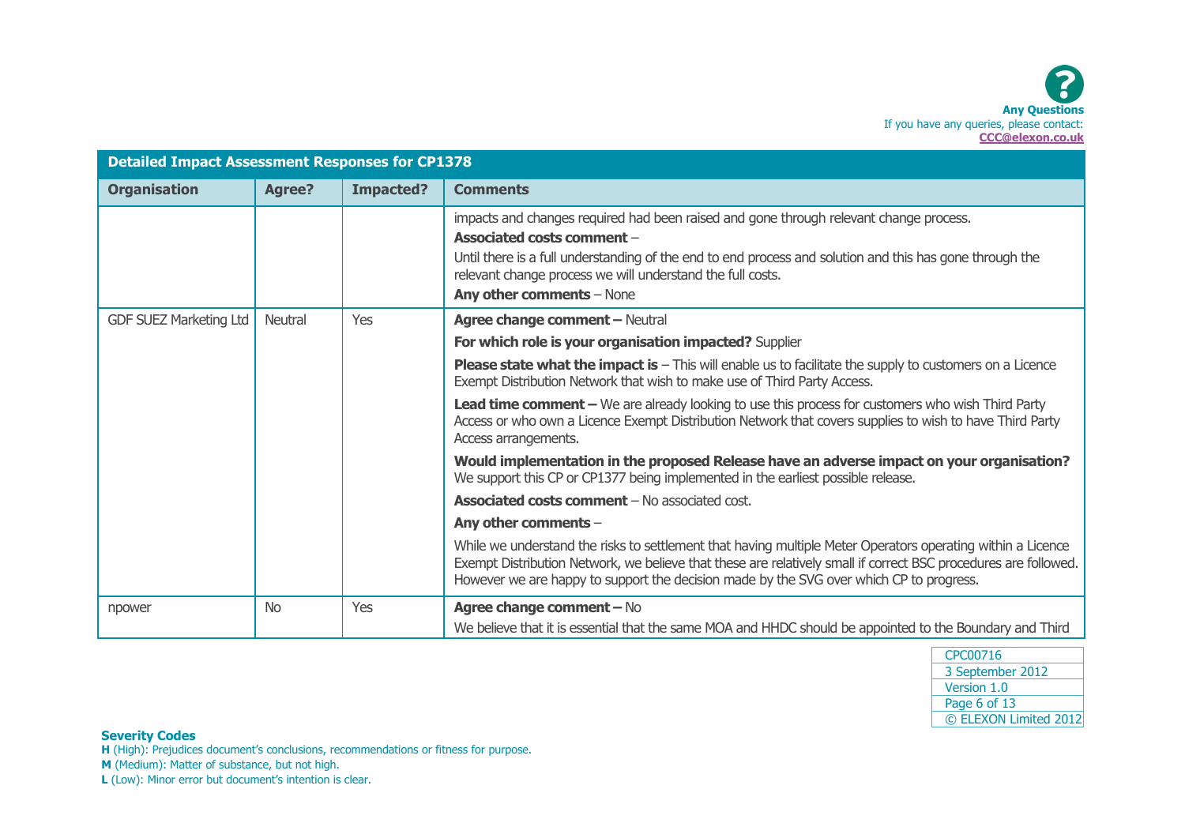**Any Questions**
If you have any queries, please contact:
CCC@elexon.co.uk

| Detailed Impact Assessment Responses for CP1378 | | | |
|---|---|---|---|
| **Organisation** | **Agree?** | **Impacted?** | **Comments** |
| | | | impacts and changes required had been raised and gone through relevant change process.<br>**Associated costs comment** –<br>Until there is a full understanding of the end to end process and solution and this has gone through the relevant change process we will understand the full costs.<br>**Any other comments** – None |
| GDF SUEZ Marketing Ltd | Neutral | Yes | **Agree change comment –** Neutral<br>**For which role is your organisation impacted?** Supplier<br>**Please state what the impact is** – This will enable us to facilitate the supply to customers on a Licence Exempt Distribution Network that wish to make use of Third Party Access.<br>**Lead time comment –** We are already looking to use this process for customers who wish Third Party Access or who own a Licence Exempt Distribution Network that covers supplies to wish to have Third Party Access arrangements.<br>**Would implementation in the proposed Release have an adverse impact on your organisation?** We support this CP or CP1377 being implemented in the earliest possible release.<br>**Associated costs comment** – No associated cost.<br>**Any other comments** –<br>While we understand the risks to settlement that having multiple Meter Operators operating within a Licence Exempt Distribution Network, we believe that these are relatively small if correct BSC procedures are followed. However we are happy to support the decision made by the SVG over which CP to progress. |
| npower | No | Yes | **Agree change comment –** No<br>We believe that it is essential that the same MOA and HHDC should be appointed to the Boundary and Third |

CPC00716
3 September 2012
Version 1.0
© ELEXON Limited 2012

**Severity Codes**
**H** (High): Prejudices document's conclusions, recommendations or fitness for purpose.
**M** (Medium): Matter of substance, but not high.
**L** (Low): Minor error but document's intention is clear.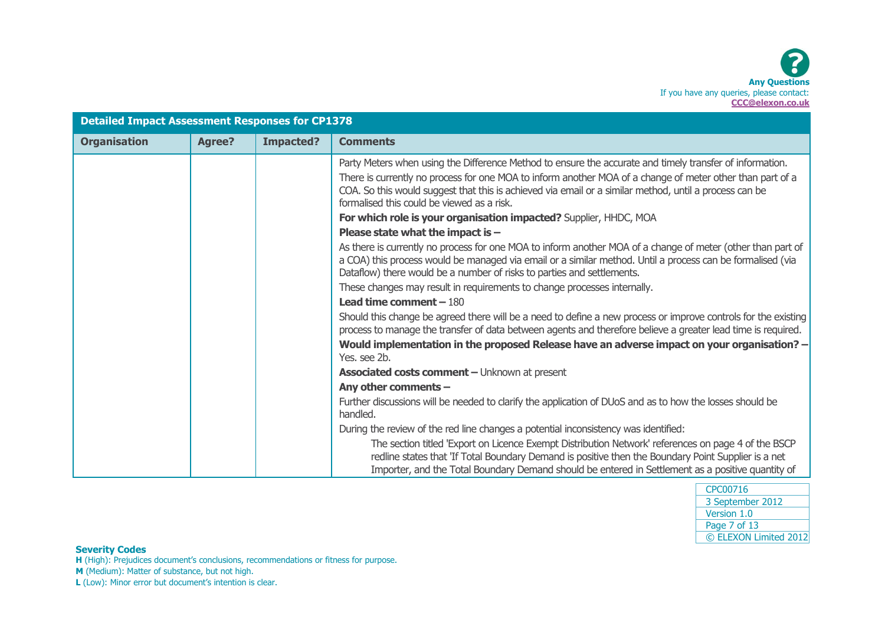| Detailed Impact Assessment Responses for CP1378 | | | |
|---|---|---|---|
| **Organisation** | **Agree?** | **Impacted?** | **Comments** |
| | | | Party Meters when using the Difference Method to ensure the accurate and timely transfer of information.<br><br>There is currently no process for one MOA to inform another MOA of a change of meter other than part of a COA. So this would suggest that this is achieved via email or a similar method, until a process can be formalised this could be viewed as a risk.<br><br>**For which role is your organisation impacted?** Supplier, HHDC, MOA<br><br>**Please state what the impact is –**<br><br>As there is currently no process for one MOA to inform another MOA of a change of meter (other than part of a COA) this process would be managed via email or a similar method. Until a process can be formalised (via Dataflow) there would be a number of risks to parties and settlements.<br><br>These changes may result in requirements to change processes internally.<br><br>**Lead time comment –** 180<br><br>Should this change be agreed there will be a need to define a new process or improve controls for the existing process to manage the transfer of data between agents and therefore believe a greater lead time is required.<br><br>**Would implementation in the proposed Release have an adverse impact on your organisation? –** Yes. see 2b.<br><br>**Associated costs comment –** Unknown at present<br><br>**Any other comments –**<br><br>Further discussions will be needed to clarify the application of DUoS and as to how the losses should be handled.<br><br>During the review of the red line changes a potential inconsistency was identified:<br><br>The section titled 'Export on Licence Exempt Distribution Network' references on page 4 of the BSCP redline states that 'If Total Boundary Demand is positive then the Boundary Point Supplier is a net Importer, and the Total Boundary Demand should be entered in Settlement as a positive quantity of |

**Severity Codes**

**H** (High): Prejudices document's conclusions, recommendations or fitness for purpose.

**M** (Medium): Matter of substance, but not high.

**L** (Low): Minor error but document's intention is clear.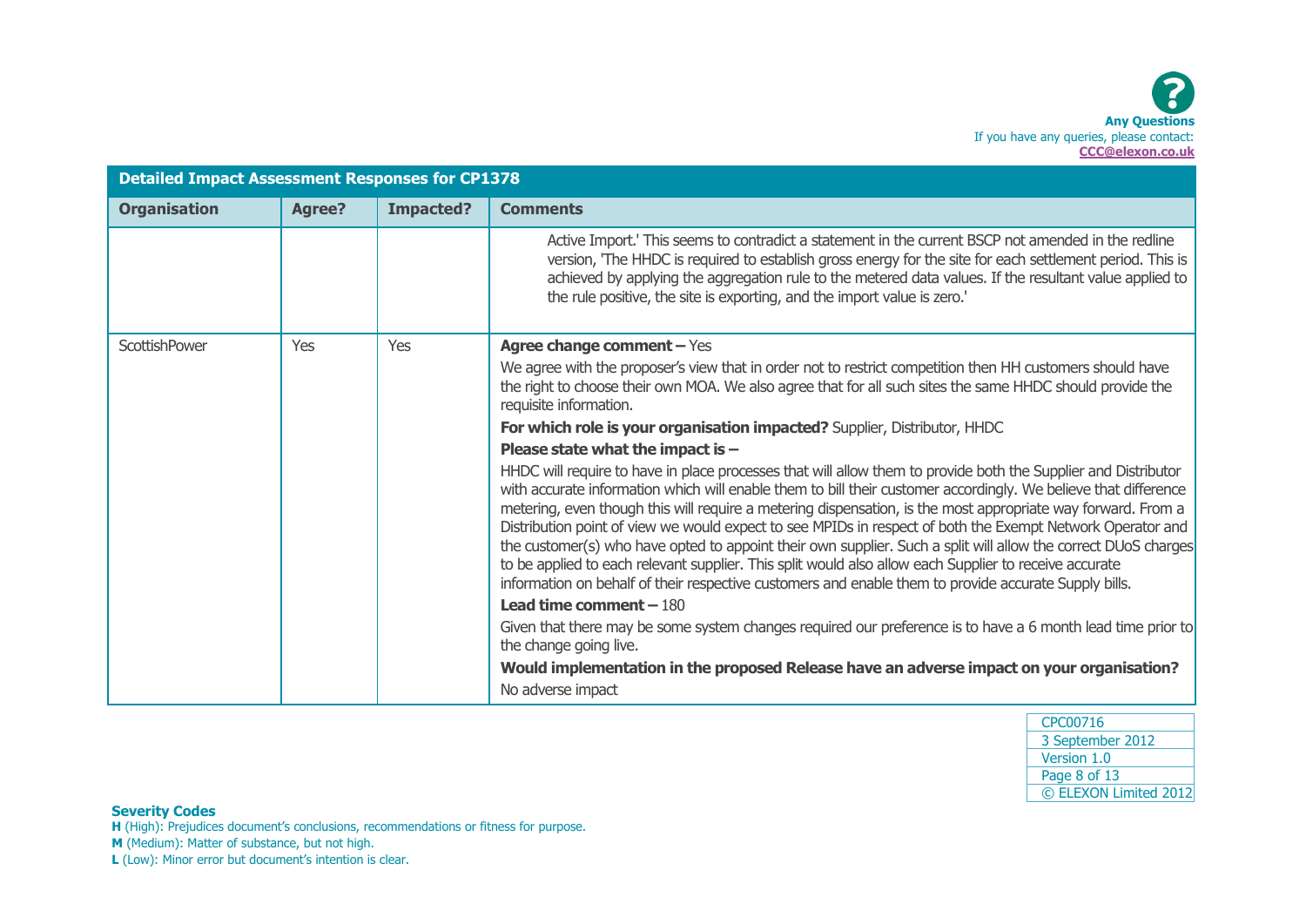Any Questions
If you have any queries, please contact:
**CCC@elexon.co.uk**

| Detailed Impact Assessment Responses for CP1378 | | | |
|---|---|---|---|
| **Organisation** | **Agree?** | **Impacted?** | **Comments** |
| | | | Active Import.' This seems to contradict a statement in the current BSCP not amended in the redline version, 'The HHDC is required to establish gross energy for the site for each settlement period. This is achieved by applying the aggregation rule to the metered data values. If the resultant value applied to the rule positive, the site is exporting, and the import value is zero.' |
| ScottishPower | Yes | Yes | **Agree change comment –** Yes<br>We agree with the proposer's view that in order not to restrict competition then HH customers should have the right to choose their own MOA. We also agree that for all such sites the same HHDC should provide the requisite information.<br>**For which role is your organisation impacted?** Supplier, Distributor, HHDC<br>**Please state what the impact is –**<br>HHDC will require to have in place processes that will allow them to provide both the Supplier and Distributor with accurate information which will enable them to bill their customer accordingly. We believe that difference metering, even though this will require a metering dispensation, is the most appropriate way forward. From a Distribution point of view we would expect to see MPIDs in respect of both the Exempt Network Operator and the customer(s) who have opted to appoint their own supplier. Such a split will allow the correct DUoS charges to be applied to each relevant supplier. This split would also allow each Supplier to receive accurate information on behalf of their respective customers and enable them to provide accurate Supply bills.<br>**Lead time comment –** 180<br>Given that there may be some system changes required our preference is to have a 6 month lead time prior to the change going live.<br>**Would implementation in the proposed Release have an adverse impact on your organisation?**<br>No adverse impact |

**Severity Codes**
**H** (High): Prejudices document's conclusions, recommendations or fitness for purpose.
**M** (Medium): Matter of substance, but not high.
**L** (Low): Minor error but document's intention is clear.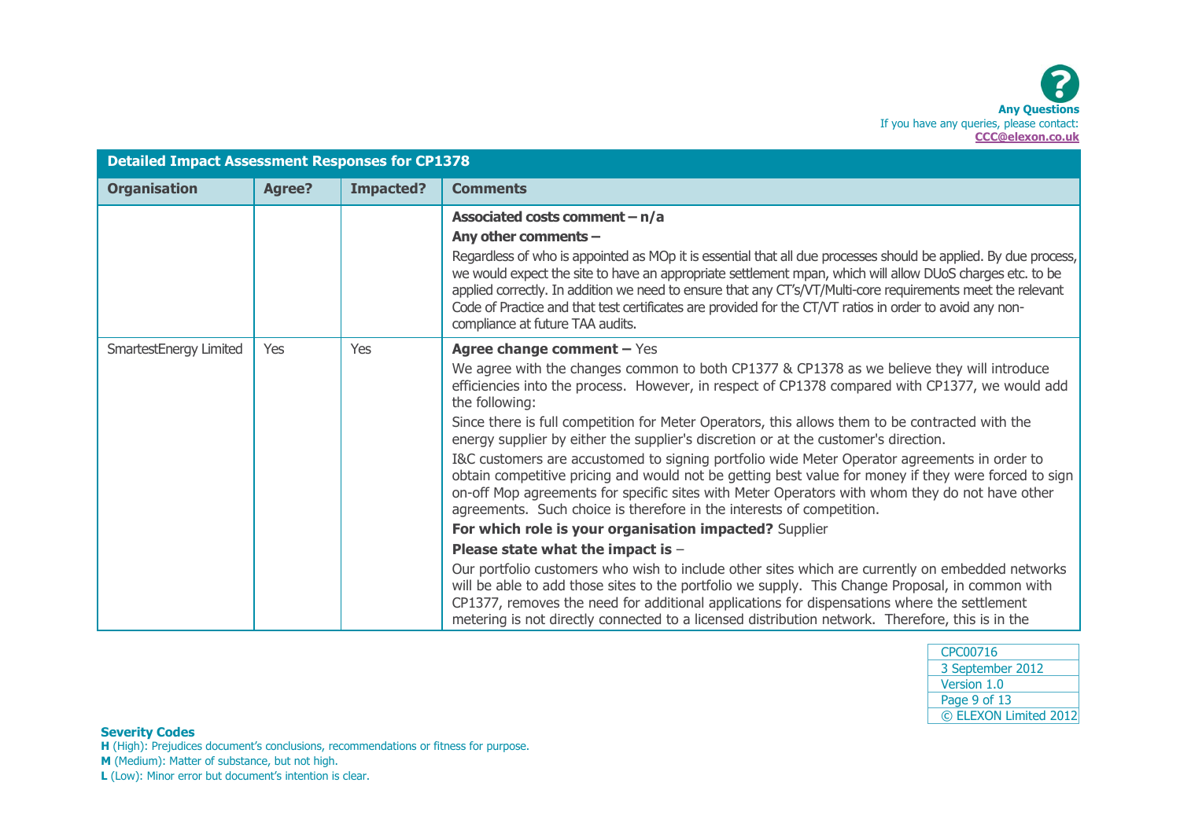Any Questions
If you have any queries, please contact:
**CCC@elexon.co.uk**

| Detailed Impact Assessment Responses for CP1378 | | | |
|---|---|---|---|
| **Organisation** | **Agree?** | **Impacted?** | **Comments** |
| | | | **Associated costs comment – n/a**<br>**Any other comments –**<br>Regardless of who is appointed as MOp it is essential that all due processes should be applied. By due process, we would expect the site to have an appropriate settlement mpan, which will allow DUoS charges etc. to be applied correctly. In addition we need to ensure that any CT's/VT/Multi-core requirements meet the relevant Code of Practice and that test certificates are provided for the CT/VT ratios in order to avoid any non-compliance at future TAA audits. |
| SmartestEnergy Limited | Yes | Yes | **Agree change comment –** Yes<br>We agree with the changes common to both CP1377 & CP1378 as we believe they will introduce efficiencies into the process. However, in respect of CP1378 compared with CP1377, we would add the following:<br>Since there is full competition for Meter Operators, this allows them to be contracted with the energy supplier by either the supplier's discretion or at the customer's direction.<br>I&C customers are accustomed to signing portfolio wide Meter Operator agreements in order to obtain competitive pricing and would not be getting best value for money if they were forced to sign on-off Mop agreements for specific sites with Meter Operators with whom they do not have other agreements. Such choice is therefore in the interests of competition.<br>**For which role is your organisation impacted?** Supplier<br>**Please state what the impact is** –<br>Our portfolio customers who wish to include other sites which are currently on embedded networks will be able to add those sites to the portfolio we supply. This Change Proposal, in common with CP1377, removes the need for additional applications for dispensations where the settlement metering is not directly connected to a licensed distribution network. Therefore, this is in the |

**Severity Codes**
**H** (High): Prejudices document's conclusions, recommendations or fitness for purpose.
**M** (Medium): Matter of substance, but not high.
**L** (Low): Minor error but document's intention is clear.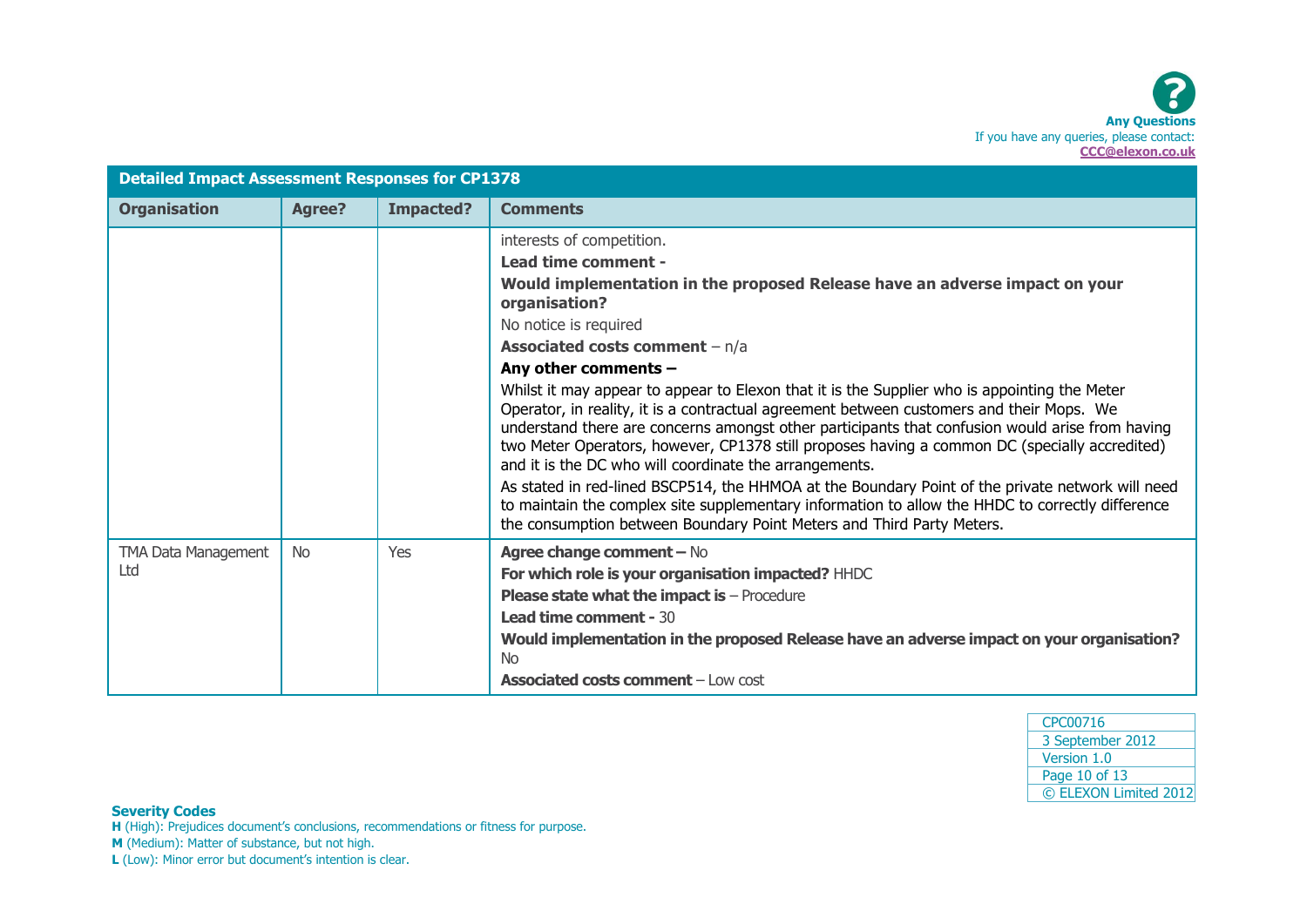**Any Questions**
If you have any queries, please contact:
**CCC@elexon.co.uk**

| Detailed Impact Assessment Responses for CP1378 | | | |
|---|---|---|---|
| **Organisation** | **Agree?** | **Impacted?** | **Comments** |
| | | | interests of competition.<br>**Lead time comment -**<br>**Would implementation in the proposed Release have an adverse impact on your organisation?**<br>No notice is required<br>**Associated costs comment** – n/a<br>**Any other comments –**<br>Whilst it may appear to appear to Elexon that it is the Supplier who is appointing the Meter Operator, in reality, it is a contractual agreement between customers and their Mops. We understand there are concerns amongst other participants that confusion would arise from having two Meter Operators, however, CP1378 still proposes having a common DC (specially accredited) and it is the DC who will coordinate the arrangements.<br>As stated in red-lined BSCP514, the HHMOA at the Boundary Point of the private network will need to maintain the complex site supplementary information to allow the HHDC to correctly difference the consumption between Boundary Point Meters and Third Party Meters. |
| TMA Data Management Ltd | No | Yes | **Agree change comment –** No<br>**For which role is your organisation impacted?** HHDC<br>**Please state what the impact is** – Procedure<br>**Lead time comment -** 30<br>**Would implementation in the proposed Release have an adverse impact on your organisation?** No<br>**Associated costs comment** – Low cost |

CPC00716
3 September 2012
Version 1.0
© ELEXON Limited 2012

**Severity Codes**
**H** (High): Prejudices document's conclusions, recommendations or fitness for purpose.
**M** (Medium): Matter of substance, but not high.
**L** (Low): Minor error but document's intention is clear.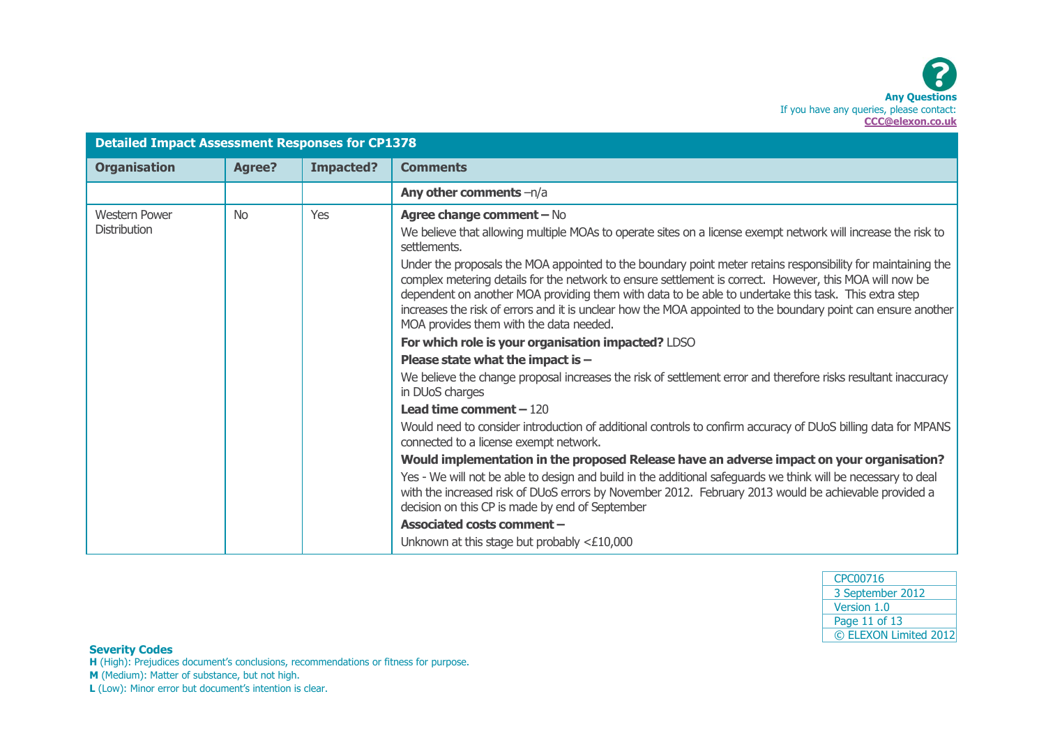**Any Questions**
If you have any queries, please contact:
**CCC@elexon.co.uk**

| Detailed Impact Assessment Responses for CP1378 | | | |
|---|---|---|---|
| **Organisation** | **Agree?** | **Impacted?** | **Comments** |
| | | | **Any other comments** –n/a |
| Western Power Distribution | No | Yes | **Agree change comment –** No<br>We believe that allowing multiple MOAs to operate sites on a license exempt network will increase the risk to settlements.<br>Under the proposals the MOA appointed to the boundary point meter retains responsibility for maintaining the complex metering details for the network to ensure settlement is correct. However, this MOA will now be dependent on another MOA providing them with data to be able to undertake this task. This extra step increases the risk of errors and it is unclear how the MOA appointed to the boundary point can ensure another MOA provides them with the data needed.<br>**For which role is your organisation impacted?** LDSO<br>**Please state what the impact is –**<br>We believe the change proposal increases the risk of settlement error and therefore risks resultant inaccuracy in DUoS charges<br>**Lead time comment –** 120<br>Would need to consider introduction of additional controls to confirm accuracy of DUoS billing data for MPANS connected to a license exempt network.<br>**Would implementation in the proposed Release have an adverse impact on your organisation?**<br>Yes - We will not be able to design and build in the additional safeguards we think will be necessary to deal with the increased risk of DUoS errors by November 2012. February 2013 would be achievable provided a decision on this CP is made by end of September<br>**Associated costs comment –**<br>Unknown at this stage but probably <£10,000 |

| CPC00716 |
|---|
| 3 September 2012 |
| Version 1.0 |
| © ELEXON Limited 2012 |

**Severity Codes**
**H** (High): Prejudices document's conclusions, recommendations or fitness for purpose.
**M** (Medium): Matter of substance, but not high.
**L** (Low): Minor error but document's intention is clear.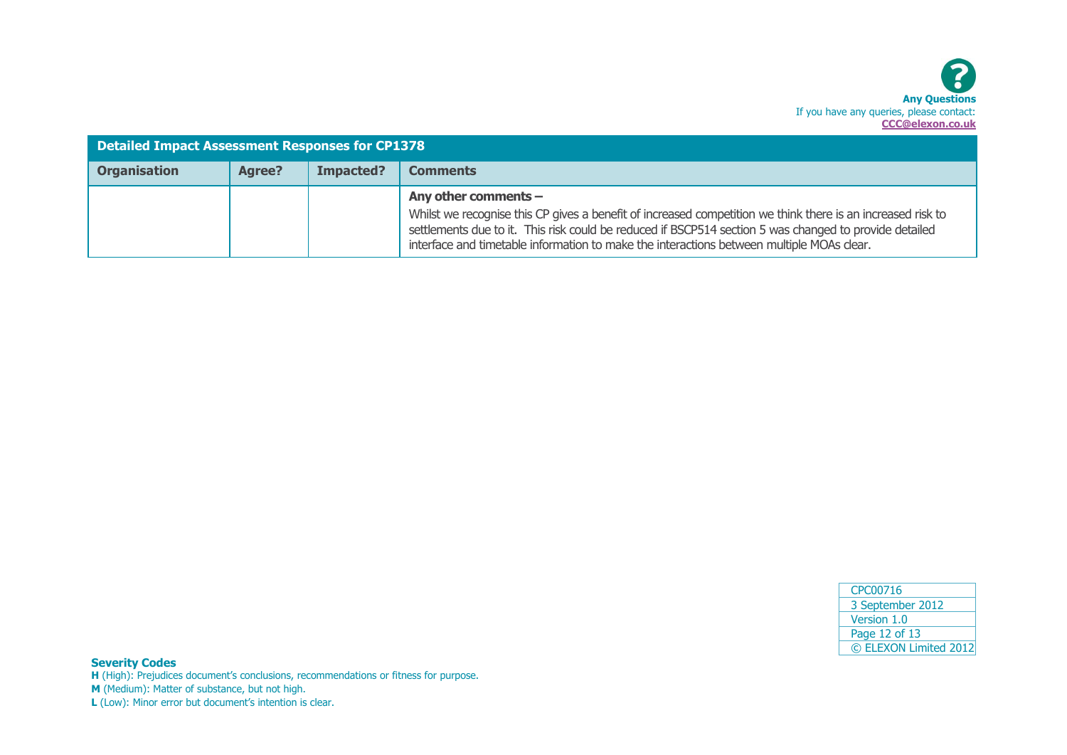**Any Questions**
If you have any queries, please contact:
**CCC@elexon.co.uk**

| Detailed Impact Assessment Responses for CP1378 | | | |
|---|---|---|---|
| **Organisation** | **Agree?** | **Impacted?** | **Comments** |
| | | | **Any other comments –** Whilst we recognise this CP gives a benefit of increased competition we think there is an increased risk to settlements due to it. This risk could be reduced if BSCP514 section 5 was changed to provide detailed interface and timetable information to make the interactions between multiple MOAs clear. |

CPC00716
3 September 2012
Version 1.0
© ELEXON Limited 2012

**Severity Codes**
**H** (High): Prejudices document's conclusions, recommendations or fitness for purpose.
**M** (Medium): Matter of substance, but not high.
**L** (Low): Minor error but document's intention is clear.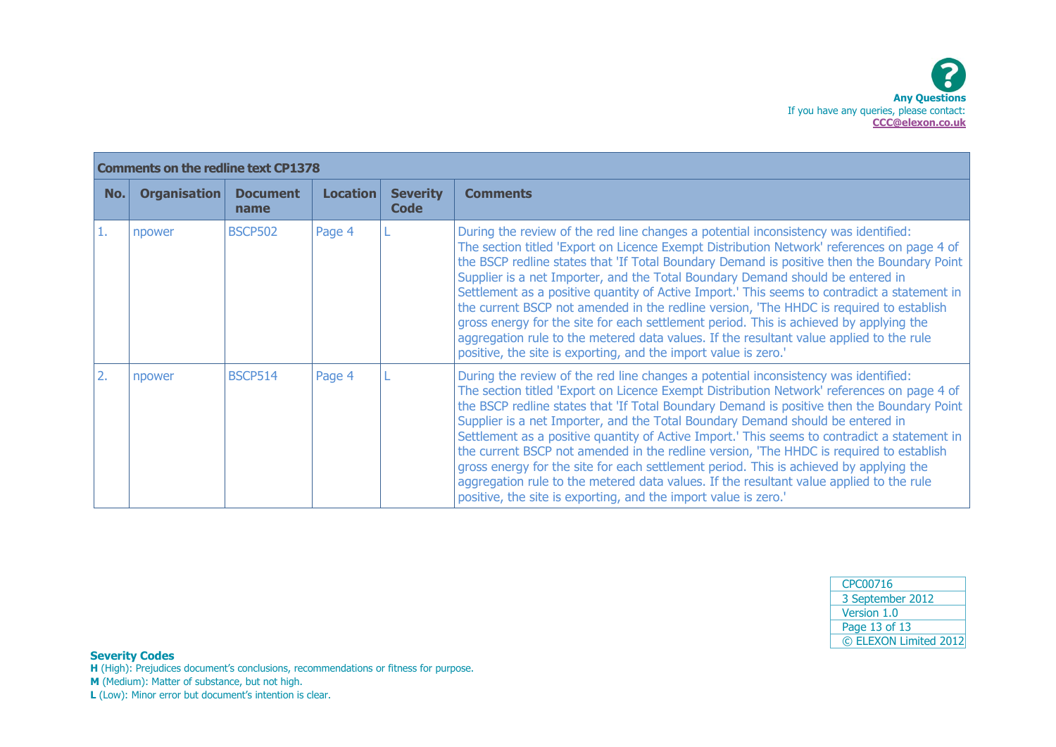**Any Questions**
If you have any queries, please contact:
**CCC@elexon.co.uk**

| Comments on the redline text CP1378 | | | | | |
|---|---|---|---|---|---|
| **No.** | **Organisation** | **Document name** | **Location** | **Severity Code** | **Comments** |
| 1. | npower | BSCP502 | Page 4 | L | During the review of the red line changes a potential inconsistency was identified: The section titled 'Export on Licence Exempt Distribution Network' references on page 4 of the BSCP redline states that 'If Total Boundary Demand is positive then the Boundary Point Supplier is a net Importer, and the Total Boundary Demand should be entered in Settlement as a positive quantity of Active Import.' This seems to contradict a statement in the current BSCP not amended in the redline version, 'The HHDC is required to establish gross energy for the site for each settlement period. This is achieved by applying the aggregation rule to the metered data values. If the resultant value applied to the rule positive, the site is exporting, and the import value is zero.' |
| 2. | npower | BSCP514 | Page 4 | L | During the review of the red line changes a potential inconsistency was identified: The section titled 'Export on Licence Exempt Distribution Network' references on page 4 of the BSCP redline states that 'If Total Boundary Demand is positive then the Boundary Point Supplier is a net Importer, and the Total Boundary Demand should be entered in Settlement as a positive quantity of Active Import.' This seems to contradict a statement in the current BSCP not amended in the redline version, 'The HHDC is required to establish gross energy for the site for each settlement period. This is achieved by applying the aggregation rule to the metered data values. If the resultant value applied to the rule positive, the site is exporting, and the import value is zero.' |

| |
|---|
| CPC00716 |
| 3 September 2012 |
| Version 1.0 |
| © ELEXON Limited 2012 |

**Severity Codes**

**H** (High): Prejudices document's conclusions, recommendations or fitness for purpose.

**M** (Medium): Matter of substance, but not high.

**L** (Low): Minor error but document's intention is clear.